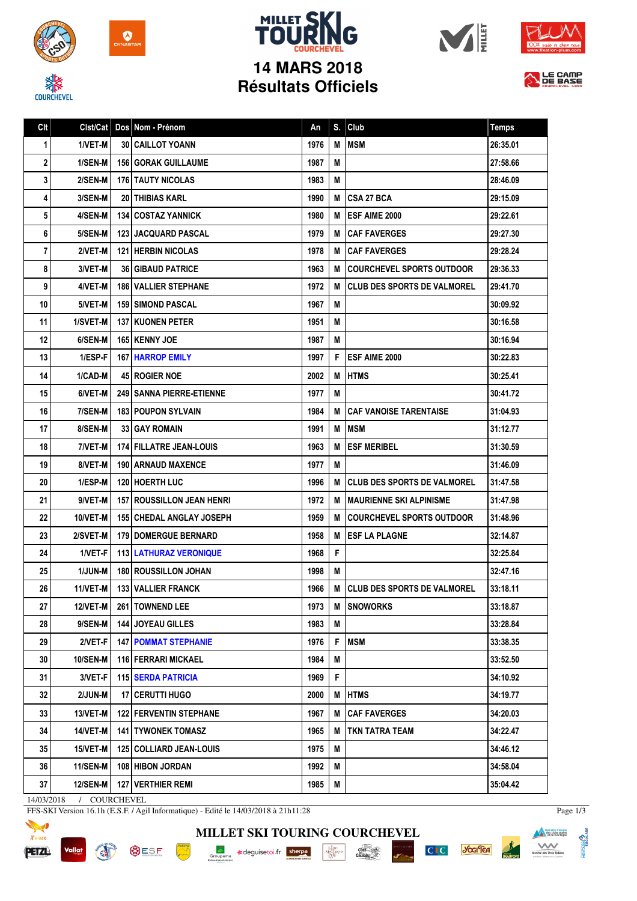# MILLET SKI TOURING COURCHEVEL

## 14 MARS 2018
## Résultats Officiels

| Clt | Clst/Cat | Dos | Nom - Prénom | An | S. | Club | Temps |
|---|---|---|---|---|---|---|---|
| 1 | 1/VET-M | 30 | CAILLOT YOANN | 1976 | M | MSM | 26:35.01 |
| 2 | 1/SEN-M | 156 | GORAK GUILLAUME | 1987 | M | | 27:58.66 |
| 3 | 2/SEN-M | 176 | TAUTY NICOLAS | 1983 | M | | 28:46.09 |
| 4 | 3/SEN-M | 20 | THIBIAS KARL | 1990 | M | CSA 27 BCA | 29:15.09 |
| 5 | 4/SEN-M | 134 | COSTAZ YANNICK | 1980 | M | ESF AIME 2000 | 29:22.61 |
| 6 | 5/SEN-M | 123 | JACQUARD PASCAL | 1979 | M | CAF FAVERGES | 29:27.30 |
| 7 | 2/VET-M | 121 | HERBIN NICOLAS | 1978 | M | CAF FAVERGES | 29:28.24 |
| 8 | 3/VET-M | 36 | GIBAUD PATRICE | 1963 | M | COURCHEVEL SPORTS OUTDOOR | 29:36.33 |
| 9 | 4/VET-M | 186 | VALLIER STEPHANE | 1972 | M | CLUB DES SPORTS DE VALMOREL | 29:41.70 |
| 10 | 5/VET-M | 159 | SIMOND PASCAL | 1967 | M | | 30:09.92 |
| 11 | 1/SVET-M | 137 | KUONEN PETER | 1951 | M | | 30:16.58 |
| 12 | 6/SEN-M | 165 | KENNY JOE | 1987 | M | | 30:16.94 |
| 13 | 1/ESP-F | 167 | HARROP EMILY | 1997 | F | ESF AIME 2000 | 30:22.83 |
| 14 | 1/CAD-M | 45 | ROGIER NOE | 2002 | M | HTMS | 30:25.41 |
| 15 | 6/VET-M | 249 | SANNA PIERRE-ETIENNE | 1977 | M | | 30:41.72 |
| 16 | 7/SEN-M | 183 | POUPON SYLVAIN | 1984 | M | CAF VANOISE TARENTAISE | 31:04.93 |
| 17 | 8/SEN-M | 33 | GAY ROMAIN | 1991 | M | MSM | 31:12.77 |
| 18 | 7/VET-M | 174 | FILLATRE JEAN-LOUIS | 1963 | M | ESF MERIBEL | 31:30.59 |
| 19 | 8/VET-M | 190 | ARNAUD MAXENCE | 1977 | M | | 31:46.09 |
| 20 | 1/ESP-M | 120 | HOERTH LUC | 1996 | M | CLUB DES SPORTS DE VALMOREL | 31:47.58 |
| 21 | 9/VET-M | 157 | ROUSSILLON JEAN HENRI | 1972 | M | MAURIENNE SKI ALPINISME | 31:47.98 |
| 22 | 10/VET-M | 155 | CHEDAL ANGLAY JOSEPH | 1959 | M | COURCHEVEL SPORTS OUTDOOR | 31:48.96 |
| 23 | 2/SVET-M | 179 | DOMERGUE BERNARD | 1958 | M | ESF LA PLAGNE | 32:14.87 |
| 24 | 1/VET-F | 113 | LATHURAZ VERONIQUE | 1968 | F | | 32:25.84 |
| 25 | 1/JUN-M | 180 | ROUSSILLON JOHAN | 1998 | M | | 32:47.16 |
| 26 | 11/VET-M | 133 | VALLIER FRANCK | 1966 | M | CLUB DES SPORTS DE VALMOREL | 33:18.11 |
| 27 | 12/VET-M | 261 | TOWNEND LEE | 1973 | M | SNOWORKS | 33:18.87 |
| 28 | 9/SEN-M | 144 | JOYEAU GILLES | 1983 | M | | 33:28.84 |
| 29 | 2/VET-F | 147 | POMMAT STEPHANIE | 1976 | F | MSM | 33:38.35 |
| 30 | 10/SEN-M | 116 | FERRARI MICKAEL | 1984 | M | | 33:52.50 |
| 31 | 3/VET-F | 115 | SERDA PATRICIA | 1969 | F | | 34:10.92 |
| 32 | 2/JUN-M | 17 | CERUTTI HUGO | 2000 | M | HTMS | 34:19.77 |
| 33 | 13/VET-M | 122 | FERVENTIN STEPHANE | 1967 | M | CAF FAVERGES | 34:20.03 |
| 34 | 14/VET-M | 141 | TYWONEK TOMASZ | 1965 | M | TKN TATRA TEAM | 34:22.47 |
| 35 | 15/VET-M | 125 | COLLIARD JEAN-LOUIS | 1975 | M | | 34:46.12 |
| 36 | 11/SEN-M | 108 | HIBON JORDAN | 1992 | M | | 34:58.04 |
| 37 | 12/SEN-M | 127 | VERTHIER REMI | 1985 | M | | 35:04.42 |

14/03/2018 / COURCHEVEL

FFS-SKI Version 16.1h (E.S.F. / Agil Informatique) - Edité le 14/03/2018 à 21h11:28

MILLET SKI TOURING COURCHEVEL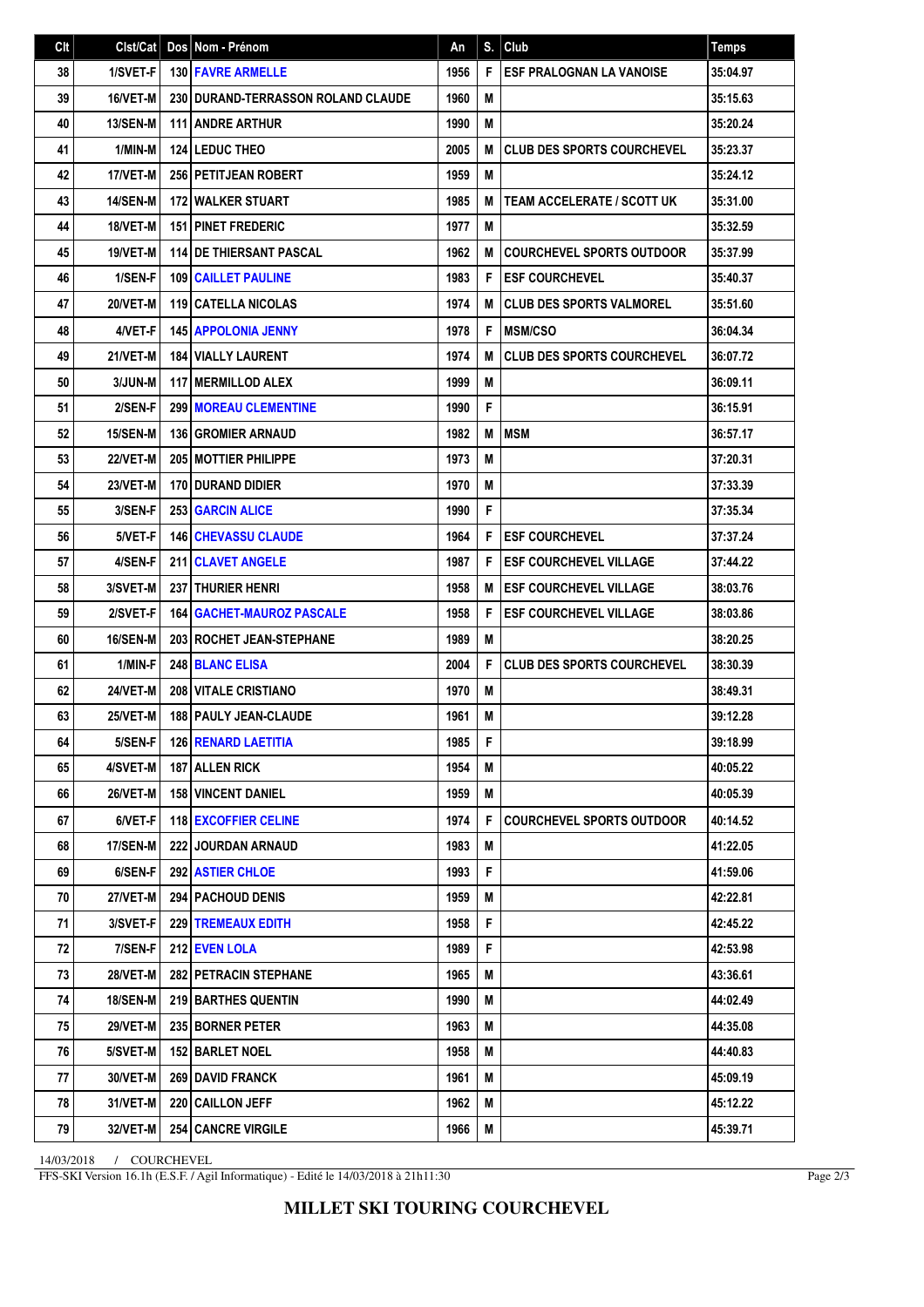| Clt | Clst/Cat | Dos | Nom - Prénom | An | S. | Club | Temps |
|---|---|---|---|---|---|---|---|
| 38 | 1/SVET-F | 130 | FAVRE ARMELLE | 1956 | F | ESF PRALOGNAN LA VANOISE | 35:04.97 |
| 39 | 16/VET-M | 230 | DURAND-TERRASSON ROLAND CLAUDE | 1960 | M | | 35:15.63 |
| 40 | 13/SEN-M | 111 | ANDRE ARTHUR | 1990 | M | | 35:20.24 |
| 41 | 1/MIN-M | 124 | LEDUC THEO | 2005 | M | CLUB DES SPORTS COURCHEVEL | 35:23.37 |
| 42 | 17/VET-M | 256 | PETITJEAN ROBERT | 1959 | M | | 35:24.12 |
| 43 | 14/SEN-M | 172 | WALKER STUART | 1985 | M | TEAM ACCELERATE / SCOTT UK | 35:31.00 |
| 44 | 18/VET-M | 151 | PINET FREDERIC | 1977 | M | | 35:32.59 |
| 45 | 19/VET-M | 114 | DE THIERSANT PASCAL | 1962 | M | COURCHEVEL SPORTS OUTDOOR | 35:37.99 |
| 46 | 1/SEN-F | 109 | CAILLET PAULINE | 1983 | F | ESF COURCHEVEL | 35:40.37 |
| 47 | 20/VET-M | 119 | CATELLA NICOLAS | 1974 | M | CLUB DES SPORTS VALMOREL | 35:51.60 |
| 48 | 4/VET-F | 145 | APPOLONIA JENNY | 1978 | F | MSM/CSO | 36:04.34 |
| 49 | 21/VET-M | 184 | VIALLY LAURENT | 1974 | M | CLUB DES SPORTS COURCHEVEL | 36:07.72 |
| 50 | 3/JUN-M | 117 | MERMILLOD ALEX | 1999 | M | | 36:09.11 |
| 51 | 2/SEN-F | 299 | MOREAU CLEMENTINE | 1990 | F | | 36:15.91 |
| 52 | 15/SEN-M | 136 | GROMIER ARNAUD | 1982 | M | MSM | 36:57.17 |
| 53 | 22/VET-M | 205 | MOTTIER PHILIPPE | 1973 | M | | 37:20.31 |
| 54 | 23/VET-M | 170 | DURAND DIDIER | 1970 | M | | 37:33.39 |
| 55 | 3/SEN-F | 253 | GARCIN ALICE | 1990 | F | | 37:35.34 |
| 56 | 5/VET-F | 146 | CHEVASSU CLAUDE | 1964 | F | ESF COURCHEVEL | 37:37.24 |
| 57 | 4/SEN-F | 211 | CLAVET ANGELE | 1987 | F | ESF COURCHEVEL VILLAGE | 37:44.22 |
| 58 | 3/SVET-M | 237 | THURIER HENRI | 1958 | M | ESF COURCHEVEL VILLAGE | 38:03.76 |
| 59 | 2/SVET-F | 164 | GACHET-MAUROZ PASCALE | 1958 | F | ESF COURCHEVEL VILLAGE | 38:03.86 |
| 60 | 16/SEN-M | 203 | ROCHET JEAN-STEPHANE | 1989 | M | | 38:20.25 |
| 61 | 1/MIN-F | 248 | BLANC ELISA | 2004 | F | CLUB DES SPORTS COURCHEVEL | 38:30.39 |
| 62 | 24/VET-M | 208 | VITALE CRISTIANO | 1970 | M | | 38:49.31 |
| 63 | 25/VET-M | 188 | PAULY JEAN-CLAUDE | 1961 | M | | 39:12.28 |
| 64 | 5/SEN-F | 126 | RENARD LAETITIA | 1985 | F | | 39:18.99 |
| 65 | 4/SVET-M | 187 | ALLEN RICK | 1954 | M | | 40:05.22 |
| 66 | 26/VET-M | 158 | VINCENT DANIEL | 1959 | M | | 40:05.39 |
| 67 | 6/VET-F | 118 | EXCOFFIER CELINE | 1974 | F | COURCHEVEL SPORTS OUTDOOR | 40:14.52 |
| 68 | 17/SEN-M | 222 | JOURDAN ARNAUD | 1983 | M | | 41:22.05 |
| 69 | 6/SEN-F | 292 | ASTIER CHLOE | 1993 | F | | 41:59.06 |
| 70 | 27/VET-M | 294 | PACHOUD DENIS | 1959 | M | | 42:22.81 |
| 71 | 3/SVET-F | 229 | TREMEAUX EDITH | 1958 | F | | 42:45.22 |
| 72 | 7/SEN-F | 212 | EVEN LOLA | 1989 | F | | 42:53.98 |
| 73 | 28/VET-M | 282 | PETRACIN STEPHANE | 1965 | M | | 43:36.61 |
| 74 | 18/SEN-M | 219 | BARTHES QUENTIN | 1990 | M | | 44:02.49 |
| 75 | 29/VET-M | 235 | BORNER PETER | 1963 | M | | 44:35.08 |
| 76 | 5/SVET-M | 152 | BARLET NOEL | 1958 | M | | 44:40.83 |
| 77 | 30/VET-M | 269 | DAVID FRANCK | 1961 | M | | 45:09.19 |
| 78 | 31/VET-M | 220 | CAILLON JEFF | 1962 | M | | 45:12.22 |
| 79 | 32/VET-M | 254 | CANCRE VIRGILE | 1966 | M | | 45:39.71 |

14/03/2018 / COURCHEVEL

FFS-SKI Version 16.1h (E.S.F. / Agil Informatique) - Edité le 14/03/2018 à 21h11:30

**MILLET SKI TOURING COURCHEVEL**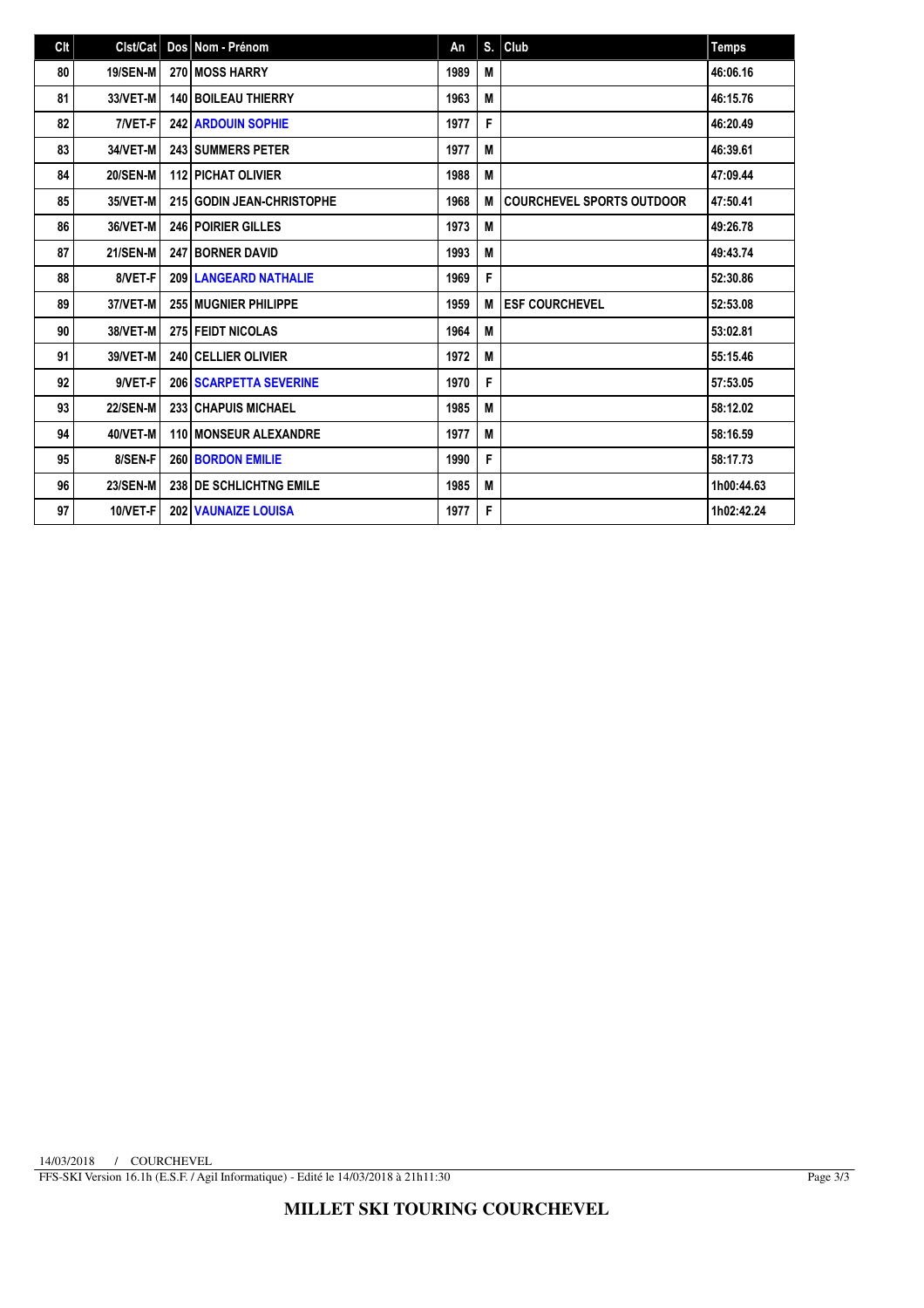| Clt | Clst/Cat | Dos | Nom - Prénom | An | S. | Club | Temps |
|---|---|---|---|---|---|---|---|
| 80 | 19/SEN-M | 270 | MOSS HARRY | 1989 | M | | 46:06.16 |
| 81 | 33/VET-M | 140 | BOILEAU THIERRY | 1963 | M | | 46:15.76 |
| 82 | 7/VET-F | 242 | ARDOUIN SOPHIE | 1977 | F | | 46:20.49 |
| 83 | 34/VET-M | 243 | SUMMERS PETER | 1977 | M | | 46:39.61 |
| 84 | 20/SEN-M | 112 | PICHAT OLIVIER | 1988 | M | | 47:09.44 |
| 85 | 35/VET-M | 215 | GODIN JEAN-CHRISTOPHE | 1968 | M | COURCHEVEL SPORTS OUTDOOR | 47:50.41 |
| 86 | 36/VET-M | 246 | POIRIER GILLES | 1973 | M | | 49:26.78 |
| 87 | 21/SEN-M | 247 | BORNER DAVID | 1993 | M | | 49:43.74 |
| 88 | 8/VET-F | 209 | LANGEARD NATHALIE | 1969 | F | | 52:30.86 |
| 89 | 37/VET-M | 255 | MUGNIER PHILIPPE | 1959 | M | ESF COURCHEVEL | 52:53.08 |
| 90 | 38/VET-M | 275 | FEIDT NICOLAS | 1964 | M | | 53:02.81 |
| 91 | 39/VET-M | 240 | CELLIER OLIVIER | 1972 | M | | 55:15.46 |
| 92 | 9/VET-F | 206 | SCARPETTA SEVERINE | 1970 | F | | 57:53.05 |
| 93 | 22/SEN-M | 233 | CHAPUIS MICHAEL | 1985 | M | | 58:12.02 |
| 94 | 40/VET-M | 110 | MONSEUR ALEXANDRE | 1977 | M | | 58:16.59 |
| 95 | 8/SEN-F | 260 | BORDON EMILIE | 1990 | F | | 58:17.73 |
| 96 | 23/SEN-M | 238 | DE SCHLICHTNG EMILE | 1985 | M | | 1h00:44.63 |
| 97 | 10/VET-F | 202 | VAUNAIZE LOUISA | 1977 | F | | 1h02:42.24 |

14/03/2018 / COURCHEVEL

FFS-SKI Version 16.1h (E.S.F. / Agil Informatique) - Edité le 14/03/2018 à 21h11:30

**MILLET SKI TOURING COURCHEVEL**